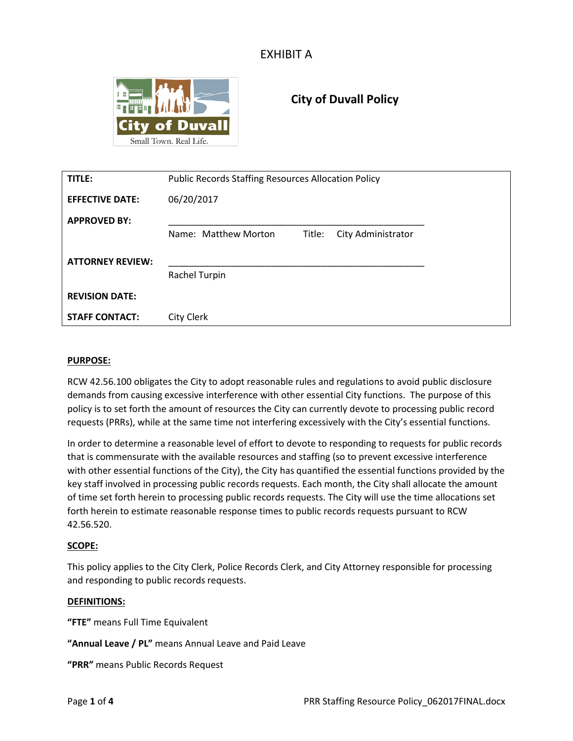EXHIBIT A

# City of Duvall Policy

| | |
|---|---|
| **TITLE:** | Public Records Staffing Resources Allocation Policy |
| **EFFECTIVE DATE:** | 06/20/2017 |
| **APPROVED BY:** | _______________________________________________ Name: Matthew Morton Title: City Administrator |
| **ATTORNEY REVIEW:** | _______________________________________________ Rachel Turpin |
| **REVISION DATE:** | |
| **STAFF CONTACT:** | City Clerk |

**PURPOSE:**

RCW 42.56.100 obligates the City to adopt reasonable rules and regulations to avoid public disclosure demands from causing excessive interference with other essential City functions. The purpose of this policy is to set forth the amount of resources the City can currently devote to processing public record requests (PRRs), while at the same time not interfering excessively with the City's essential functions.

In order to determine a reasonable level of effort to devote to responding to requests for public records that is commensurate with the available resources and staffing (so to prevent excessive interference with other essential functions of the City), the City has quantified the essential functions provided by the key staff involved in processing public records requests. Each month, the City shall allocate the amount of time set forth herein to processing public records requests. The City will use the time allocations set forth herein to estimate reasonable response times to public records requests pursuant to RCW 42.56.520.

**SCOPE:**

This policy applies to the City Clerk, Police Records Clerk, and City Attorney responsible for processing and responding to public records requests.

**DEFINITIONS:**

**"FTE"** means Full Time Equivalent

**"Annual Leave / PL"** means Annual Leave and Paid Leave

**"PRR"** means Public Records Request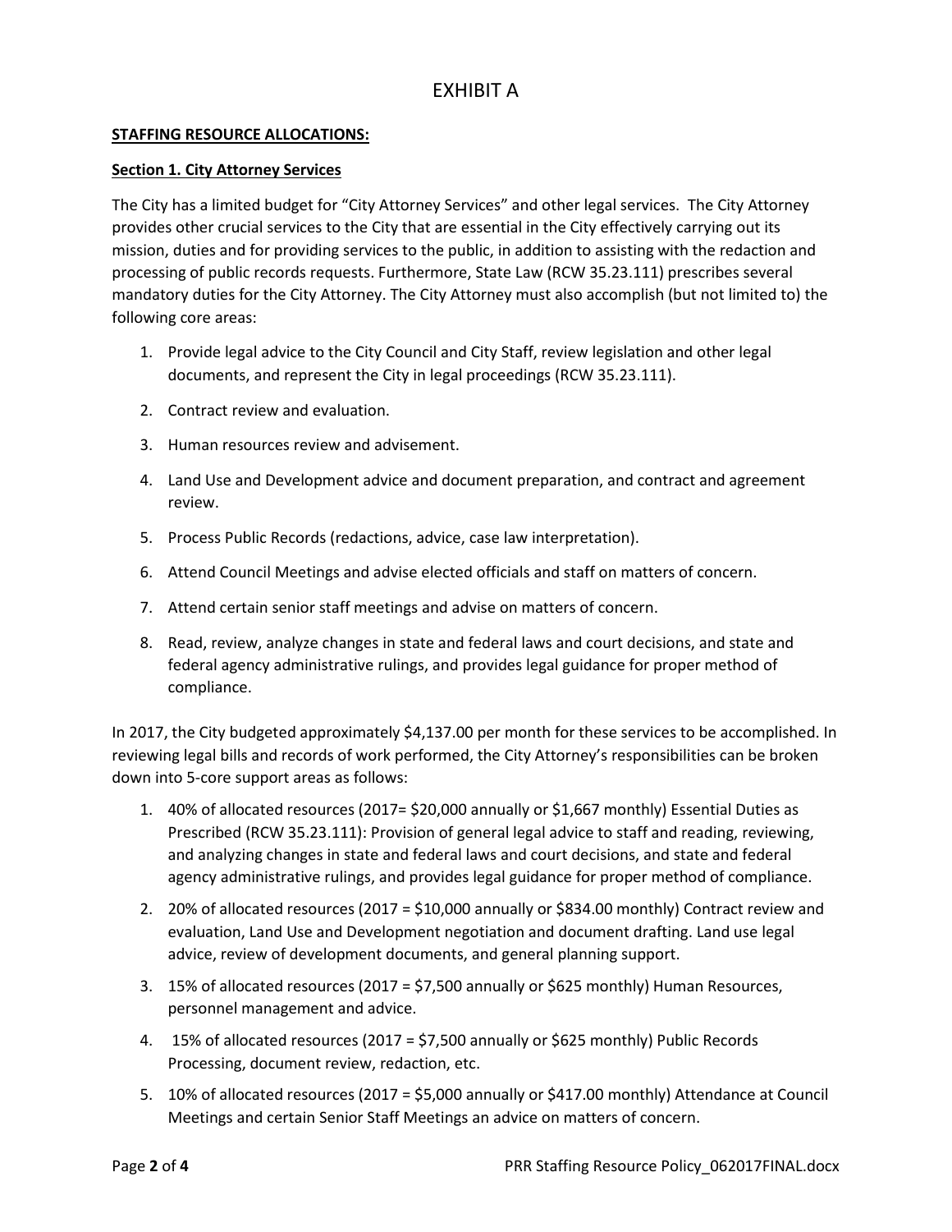# EXHIBIT A

**STAFFING RESOURCE ALLOCATIONS:**

**Section 1. City Attorney Services**

The City has a limited budget for "City Attorney Services" and other legal services. The City Attorney provides other crucial services to the City that are essential in the City effectively carrying out its mission, duties and for providing services to the public, in addition to assisting with the redaction and processing of public records requests. Furthermore, State Law (RCW 35.23.111) prescribes several mandatory duties for the City Attorney. The City Attorney must also accomplish (but not limited to) the following core areas:

1. Provide legal advice to the City Council and City Staff, review legislation and other legal documents, and represent the City in legal proceedings (RCW 35.23.111).
2. Contract review and evaluation.
3. Human resources review and advisement.
4. Land Use and Development advice and document preparation, and contract and agreement review.
5. Process Public Records (redactions, advice, case law interpretation).
6. Attend Council Meetings and advise elected officials and staff on matters of concern.
7. Attend certain senior staff meetings and advise on matters of concern.
8. Read, review, analyze changes in state and federal laws and court decisions, and state and federal agency administrative rulings, and provides legal guidance for proper method of compliance.

In 2017, the City budgeted approximately $4,137.00 per month for these services to be accomplished. In reviewing legal bills and records of work performed, the City Attorney's responsibilities can be broken down into 5-core support areas as follows:

1. 40% of allocated resources (2017= $20,000 annually or $1,667 monthly) Essential Duties as Prescribed (RCW 35.23.111): Provision of general legal advice to staff and reading, reviewing, and analyzing changes in state and federal laws and court decisions, and state and federal agency administrative rulings, and provides legal guidance for proper method of compliance.
2. 20% of allocated resources (2017 = $10,000 annually or $834.00 monthly) Contract review and evaluation, Land Use and Development negotiation and document drafting. Land use legal advice, review of development documents, and general planning support.
3. 15% of allocated resources (2017 = $7,500 annually or $625 monthly) Human Resources, personnel management and advice.
4. 15% of allocated resources (2017 = $7,500 annually or $625 monthly) Public Records Processing, document review, redaction, etc.
5. 10% of allocated resources (2017 = $5,000 annually or $417.00 monthly) Attendance at Council Meetings and certain Senior Staff Meetings an advice on matters of concern.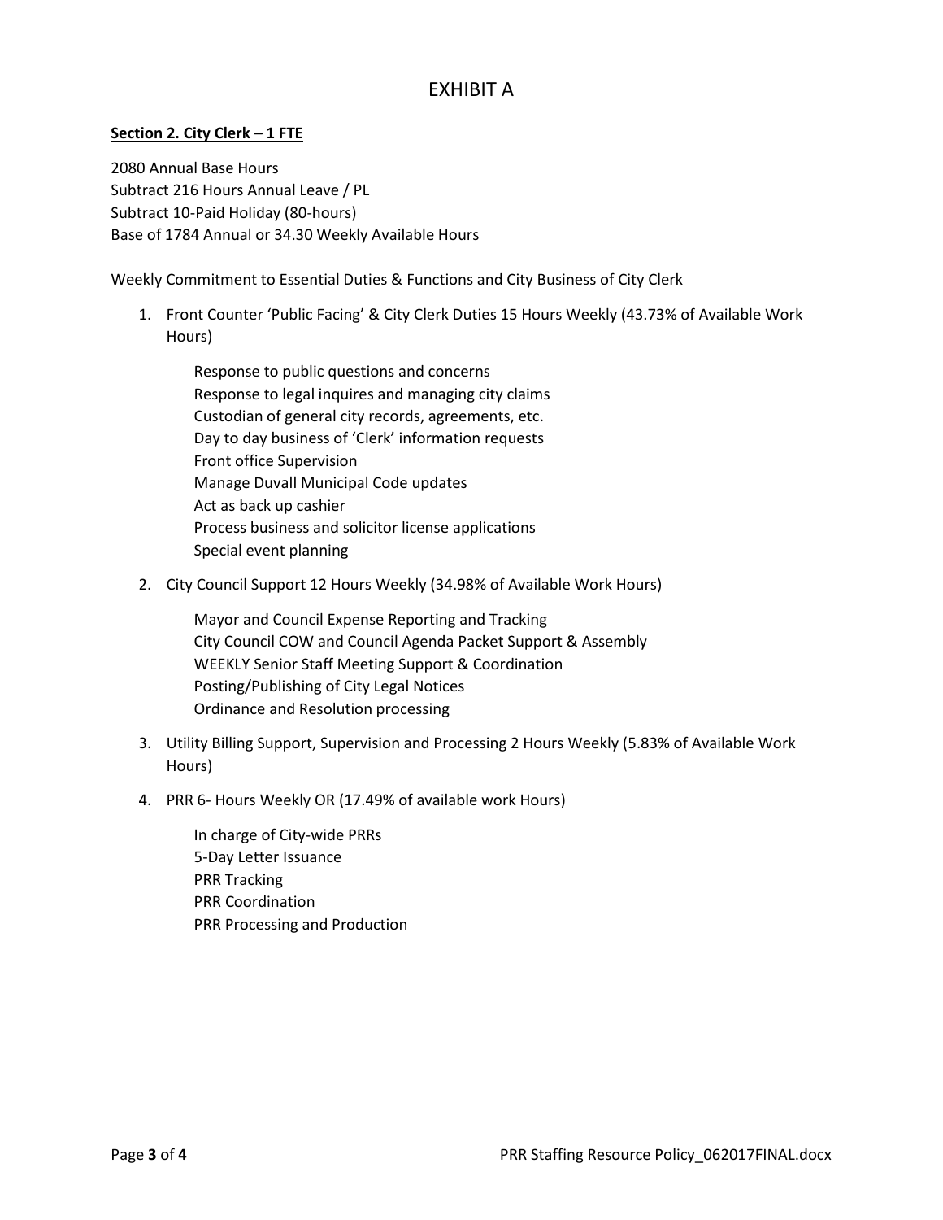# EXHIBIT A

**<u>Section 2. City Clerk – 1 FTE</u>**

2080 Annual Base Hours
Subtract 216 Hours Annual Leave / PL
Subtract 10-Paid Holiday (80-hours)
Base of 1784 Annual or 34.30 Weekly Available Hours

Weekly Commitment to Essential Duties & Functions and City Business of City Clerk

1. Front Counter 'Public Facing' & City Clerk Duties 15 Hours Weekly (43.73% of Available Work Hours)

   Response to public questions and concerns
   Response to legal inquires and managing city claims
   Custodian of general city records, agreements, etc.
   Day to day business of 'Clerk' information requests
   Front office Supervision
   Manage Duvall Municipal Code updates
   Act as back up cashier
   Process business and solicitor license applications
   Special event planning

2. City Council Support 12 Hours Weekly (34.98% of Available Work Hours)

   Mayor and Council Expense Reporting and Tracking
   City Council COW and Council Agenda Packet Support & Assembly
   WEEKLY Senior Staff Meeting Support & Coordination
   Posting/Publishing of City Legal Notices
   Ordinance and Resolution processing

3. Utility Billing Support, Supervision and Processing 2 Hours Weekly (5.83% of Available Work Hours)

4. PRR 6- Hours Weekly OR (17.49% of available work Hours)

   In charge of City-wide PRRs
   5-Day Letter Issuance
   PRR Tracking
   PRR Coordination
   PRR Processing and Production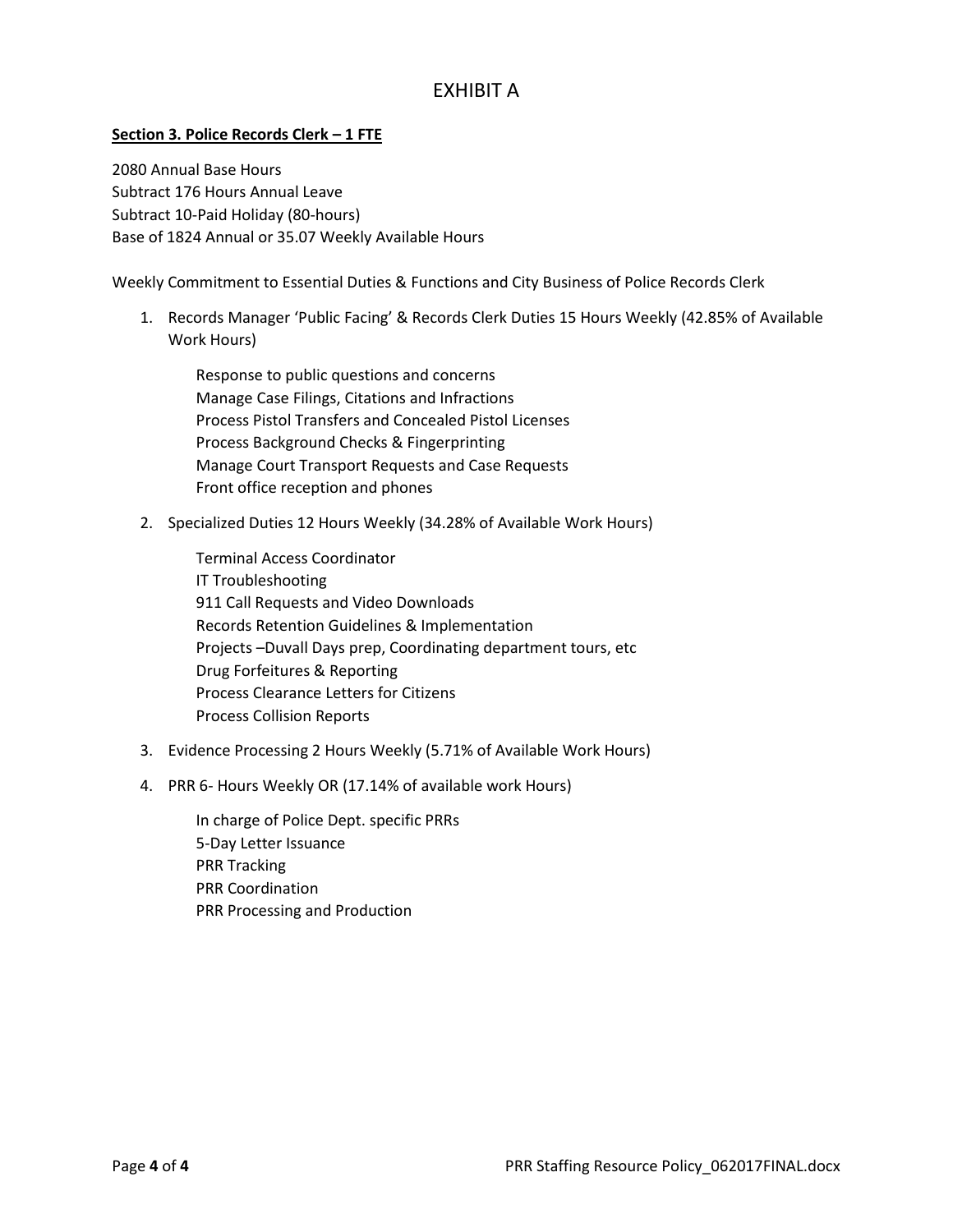# EXHIBIT A

**Section 3. Police Records Clerk – 1 FTE**

2080 Annual Base Hours
Subtract 176 Hours Annual Leave
Subtract 10-Paid Holiday (80-hours)
Base of 1824 Annual or 35.07 Weekly Available Hours

Weekly Commitment to Essential Duties & Functions and City Business of Police Records Clerk

1. Records Manager 'Public Facing' & Records Clerk Duties 15 Hours Weekly (42.85% of Available Work Hours)

    Response to public questions and concerns
    Manage Case Filings, Citations and Infractions
    Process Pistol Transfers and Concealed Pistol Licenses
    Process Background Checks & Fingerprinting
    Manage Court Transport Requests and Case Requests
    Front office reception and phones

2. Specialized Duties 12 Hours Weekly (34.28% of Available Work Hours)

    Terminal Access Coordinator
    IT Troubleshooting
    911 Call Requests and Video Downloads
    Records Retention Guidelines & Implementation
    Projects –Duvall Days prep, Coordinating department tours, etc
    Drug Forfeitures & Reporting
    Process Clearance Letters for Citizens
    Process Collision Reports

3. Evidence Processing 2 Hours Weekly (5.71% of Available Work Hours)

4. PRR 6- Hours Weekly OR (17.14% of available work Hours)

    In charge of Police Dept. specific PRRs
    5-Day Letter Issuance
    PRR Tracking
    PRR Coordination
    PRR Processing and Production